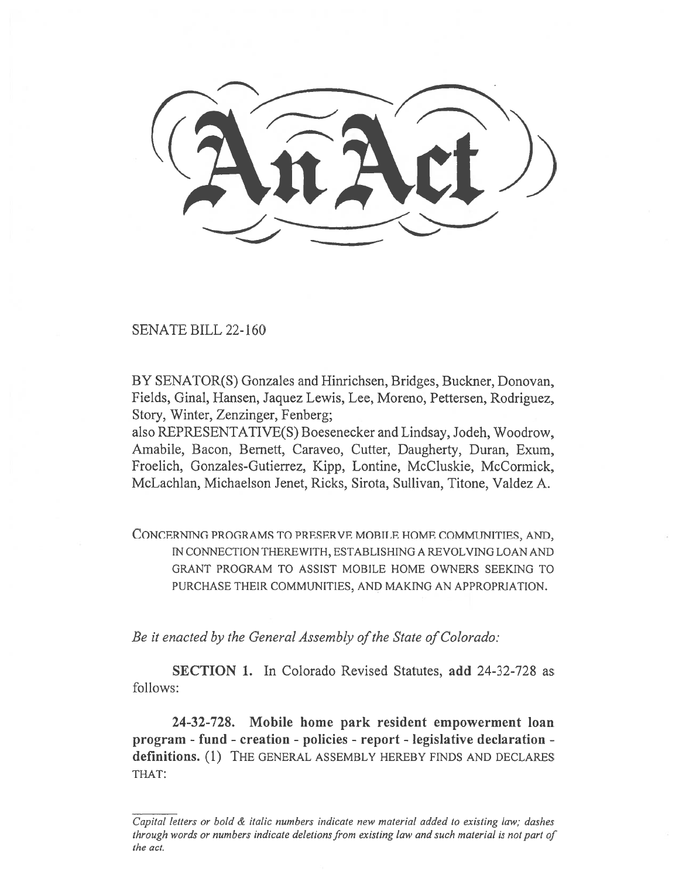# An Act

SENATE BILL 22-160

BY SENATOR(S) Gonzales and Hinrichsen, Bridges, Buckner, Donovan, Fields, Ginal, Hansen, Jaquez Lewis, Lee, Moreno, Pettersen, Rodriguez, Story, Winter, Zenzinger, Fenberg;
also REPRESENTATIVE(S) Boesenecker and Lindsay, Jodeh, Woodrow, Amabile, Bacon, Bernett, Caraveo, Cutter, Daugherty, Duran, Exum, Froelich, Gonzales-Gutierrez, Kipp, Lontine, McCluskie, McCormick, McLachlan, Michaelson Jenet, Ricks, Sirota, Sullivan, Titone, Valdez A.

CONCERNING PROGRAMS TO PRESERVE MOBILE HOME COMMUNITIES, AND, IN CONNECTION THEREWITH, ESTABLISHING A REVOLVING LOAN AND GRANT PROGRAM TO ASSIST MOBILE HOME OWNERS SEEKING TO PURCHASE THEIR COMMUNITIES, AND MAKING AN APPROPRIATION.

*Be it enacted by the General Assembly of the State of Colorado:*

**SECTION 1.** In Colorado Revised Statutes, **add** 24-32-728 as follows:

**24-32-728. Mobile home park resident empowerment loan program - fund - creation - policies - report - legislative declaration - definitions.** (1) THE GENERAL ASSEMBLY HEREBY FINDS AND DECLARES THAT:

*Capital letters or bold & italic numbers indicate new material added to existing law; dashes through words or numbers indicate deletions from existing law and such material is not part of the act.*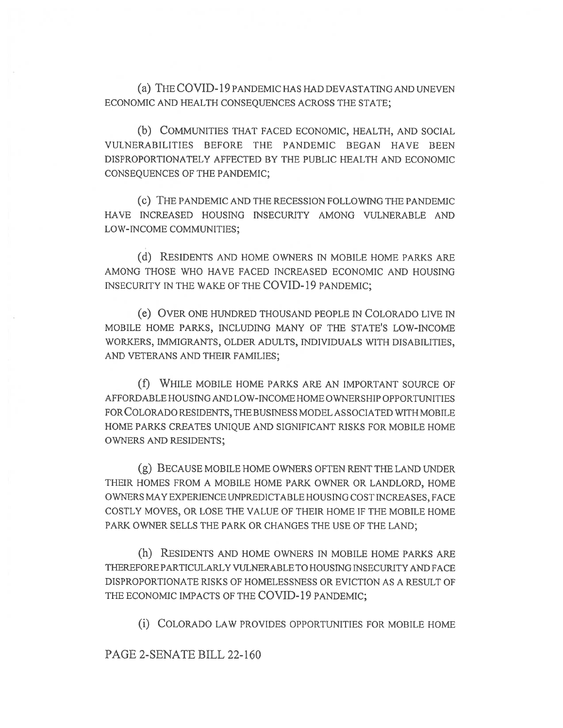(a) THE COVID-19 PANDEMIC HAS HAD DEVASTATING AND UNEVEN ECONOMIC AND HEALTH CONSEQUENCES ACROSS THE STATE;

(b) COMMUNITIES THAT FACED ECONOMIC, HEALTH, AND SOCIAL VULNERABILITIES BEFORE THE PANDEMIC BEGAN HAVE BEEN DISPROPORTIONATELY AFFECTED BY THE PUBLIC HEALTH AND ECONOMIC CONSEQUENCES OF THE PANDEMIC;

(c) THE PANDEMIC AND THE RECESSION FOLLOWING THE PANDEMIC HAVE INCREASED HOUSING INSECURITY AMONG VULNERABLE AND LOW-INCOME COMMUNITIES;

(d) RESIDENTS AND HOME OWNERS IN MOBILE HOME PARKS ARE AMONG THOSE WHO HAVE FACED INCREASED ECONOMIC AND HOUSING INSECURITY IN THE WAKE OF THE COVID-19 PANDEMIC;

(e) OVER ONE HUNDRED THOUSAND PEOPLE IN COLORADO LIVE IN MOBILE HOME PARKS, INCLUDING MANY OF THE STATE'S LOW-INCOME WORKERS, IMMIGRANTS, OLDER ADULTS, INDIVIDUALS WITH DISABILITIES, AND VETERANS AND THEIR FAMILIES;

(f) WHILE MOBILE HOME PARKS ARE AN IMPORTANT SOURCE OF AFFORDABLE HOUSING AND LOW-INCOME HOME OWNERSHIP OPPORTUNITIES FOR COLORADO RESIDENTS, THE BUSINESS MODEL ASSOCIATED WITH MOBILE HOME PARKS CREATES UNIQUE AND SIGNIFICANT RISKS FOR MOBILE HOME OWNERS AND RESIDENTS;

(g) BECAUSE MOBILE HOME OWNERS OFTEN RENT THE LAND UNDER THEIR HOMES FROM A MOBILE HOME PARK OWNER OR LANDLORD, HOME OWNERS MAY EXPERIENCE UNPREDICTABLE HOUSING COST INCREASES, FACE COSTLY MOVES, OR LOSE THE VALUE OF THEIR HOME IF THE MOBILE HOME PARK OWNER SELLS THE PARK OR CHANGES THE USE OF THE LAND;

(h) RESIDENTS AND HOME OWNERS IN MOBILE HOME PARKS ARE THEREFORE PARTICULARLY VULNERABLE TO HOUSING INSECURITY AND FACE DISPROPORTIONATE RISKS OF HOMELESSNESS OR EVICTION AS A RESULT OF THE ECONOMIC IMPACTS OF THE COVID-19 PANDEMIC;

(i) COLORADO LAW PROVIDES OPPORTUNITIES FOR MOBILE HOME

PAGE 2-SENATE BILL 22-160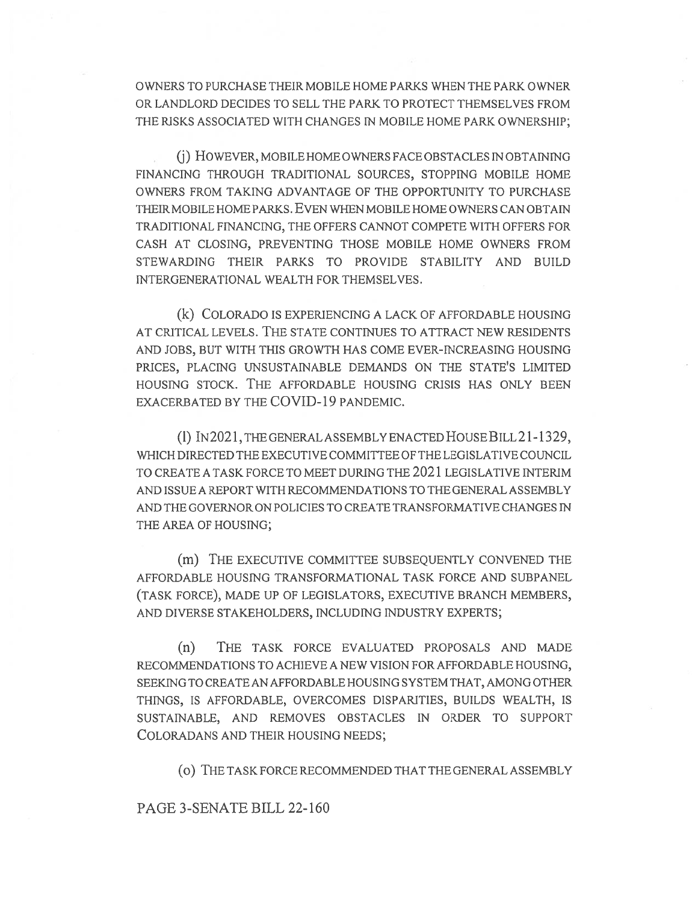OWNERS TO PURCHASE THEIR MOBILE HOME PARKS WHEN THE PARK OWNER OR LANDLORD DECIDES TO SELL THE PARK TO PROTECT THEMSELVES FROM THE RISKS ASSOCIATED WITH CHANGES IN MOBILE HOME PARK OWNERSHIP;

(j) HOWEVER, MOBILE HOME OWNERS FACE OBSTACLES IN OBTAINING FINANCING THROUGH TRADITIONAL SOURCES, STOPPING MOBILE HOME OWNERS FROM TAKING ADVANTAGE OF THE OPPORTUNITY TO PURCHASE THEIR MOBILE HOME PARKS. EVEN WHEN MOBILE HOME OWNERS CAN OBTAIN TRADITIONAL FINANCING, THE OFFERS CANNOT COMPETE WITH OFFERS FOR CASH AT CLOSING, PREVENTING THOSE MOBILE HOME OWNERS FROM STEWARDING THEIR PARKS TO PROVIDE STABILITY AND BUILD INTERGENERATIONAL WEALTH FOR THEMSELVES.

(k) COLORADO IS EXPERIENCING A LACK OF AFFORDABLE HOUSING AT CRITICAL LEVELS. THE STATE CONTINUES TO ATTRACT NEW RESIDENTS AND JOBS, BUT WITH THIS GROWTH HAS COME EVER-INCREASING HOUSING PRICES, PLACING UNSUSTAINABLE DEMANDS ON THE STATE'S LIMITED HOUSING STOCK. THE AFFORDABLE HOUSING CRISIS HAS ONLY BEEN EXACERBATED BY THE COVID-19 PANDEMIC.

(l) IN 2021, THE GENERAL ASSEMBLY ENACTED HOUSE BILL 21-1329, WHICH DIRECTED THE EXECUTIVE COMMITTEE OF THE LEGISLATIVE COUNCIL TO CREATE A TASK FORCE TO MEET DURING THE 2021 LEGISLATIVE INTERIM AND ISSUE A REPORT WITH RECOMMENDATIONS TO THE GENERAL ASSEMBLY AND THE GOVERNOR ON POLICIES TO CREATE TRANSFORMATIVE CHANGES IN THE AREA OF HOUSING;

(m) THE EXECUTIVE COMMITTEE SUBSEQUENTLY CONVENED THE AFFORDABLE HOUSING TRANSFORMATIONAL TASK FORCE AND SUBPANEL (TASK FORCE), MADE UP OF LEGISLATORS, EXECUTIVE BRANCH MEMBERS, AND DIVERSE STAKEHOLDERS, INCLUDING INDUSTRY EXPERTS;

(n) THE TASK FORCE EVALUATED PROPOSALS AND MADE RECOMMENDATIONS TO ACHIEVE A NEW VISION FOR AFFORDABLE HOUSING, SEEKING TO CREATE AN AFFORDABLE HOUSING SYSTEM THAT, AMONG OTHER THINGS, IS AFFORDABLE, OVERCOMES DISPARITIES, BUILDS WEALTH, IS SUSTAINABLE, AND REMOVES OBSTACLES IN ORDER TO SUPPORT COLORADANS AND THEIR HOUSING NEEDS;

(o) THE TASK FORCE RECOMMENDED THAT THE GENERAL ASSEMBLY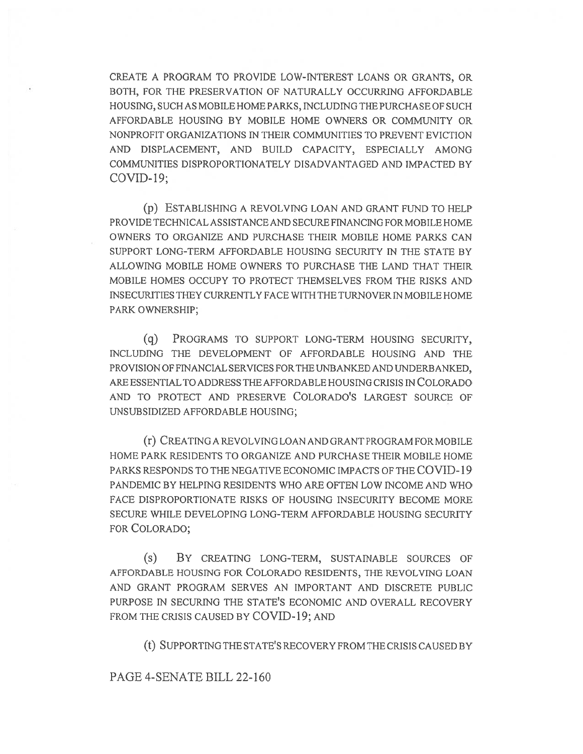CREATE A PROGRAM TO PROVIDE LOW-INTEREST LOANS OR GRANTS, OR BOTH, FOR THE PRESERVATION OF NATURALLY OCCURRING AFFORDABLE HOUSING, SUCH AS MOBILE HOME PARKS, INCLUDING THE PURCHASE OF SUCH AFFORDABLE HOUSING BY MOBILE HOME OWNERS OR COMMUNITY OR NONPROFIT ORGANIZATIONS IN THEIR COMMUNITIES TO PREVENT EVICTION AND DISPLACEMENT, AND BUILD CAPACITY, ESPECIALLY AMONG COMMUNITIES DISPROPORTIONATELY DISADVANTAGED AND IMPACTED BY COVID-19;

(p) ESTABLISHING A REVOLVING LOAN AND GRANT FUND TO HELP PROVIDE TECHNICAL ASSISTANCE AND SECURE FINANCING FOR MOBILE HOME OWNERS TO ORGANIZE AND PURCHASE THEIR MOBILE HOME PARKS CAN SUPPORT LONG-TERM AFFORDABLE HOUSING SECURITY IN THE STATE BY ALLOWING MOBILE HOME OWNERS TO PURCHASE THE LAND THAT THEIR MOBILE HOMES OCCUPY TO PROTECT THEMSELVES FROM THE RISKS AND INSECURITIES THEY CURRENTLY FACE WITH THE TURNOVER IN MOBILE HOME PARK OWNERSHIP;

(q) PROGRAMS TO SUPPORT LONG-TERM HOUSING SECURITY, INCLUDING THE DEVELOPMENT OF AFFORDABLE HOUSING AND THE PROVISION OF FINANCIAL SERVICES FOR THE UNBANKED AND UNDERBANKED, ARE ESSENTIAL TO ADDRESS THE AFFORDABLE HOUSING CRISIS IN COLORADO AND TO PROTECT AND PRESERVE COLORADO'S LARGEST SOURCE OF UNSUBSIDIZED AFFORDABLE HOUSING;

(r) CREATING A REVOLVING LOAN AND GRANT PROGRAM FOR MOBILE HOME PARK RESIDENTS TO ORGANIZE AND PURCHASE THEIR MOBILE HOME PARKS RESPONDS TO THE NEGATIVE ECONOMIC IMPACTS OF THE COVID-19 PANDEMIC BY HELPING RESIDENTS WHO ARE OFTEN LOW INCOME AND WHO FACE DISPROPORTIONATE RISKS OF HOUSING INSECURITY BECOME MORE SECURE WHILE DEVELOPING LONG-TERM AFFORDABLE HOUSING SECURITY FOR COLORADO;

(s) BY CREATING LONG-TERM, SUSTAINABLE SOURCES OF AFFORDABLE HOUSING FOR COLORADO RESIDENTS, THE REVOLVING LOAN AND GRANT PROGRAM SERVES AN IMPORTANT AND DISCRETE PUBLIC PURPOSE IN SECURING THE STATE'S ECONOMIC AND OVERALL RECOVERY FROM THE CRISIS CAUSED BY COVID-19; AND

(t) SUPPORTING THE STATE'S RECOVERY FROM THE CRISIS CAUSED BY

PAGE 4-SENATE BILL 22-160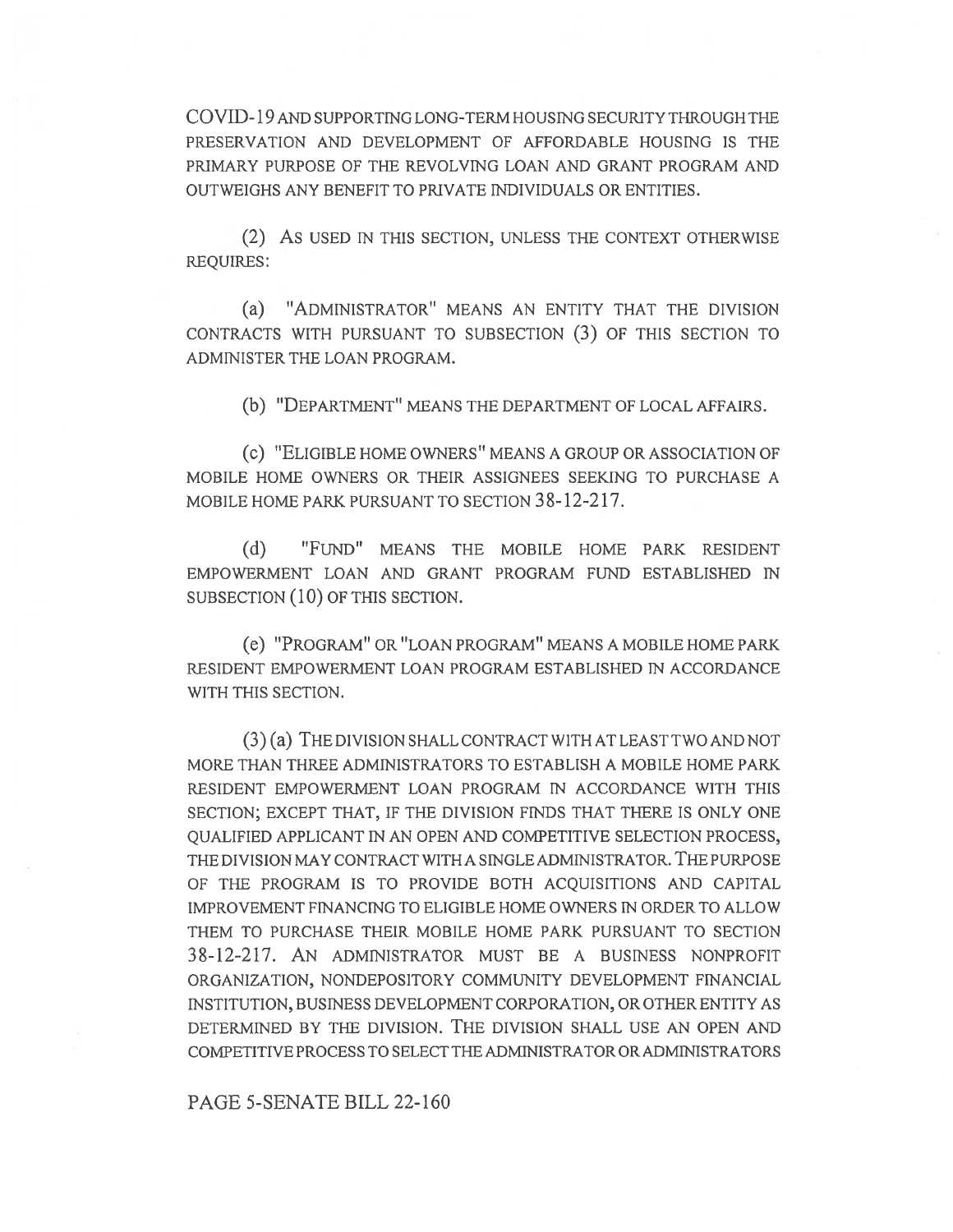COVID-19 AND SUPPORTING LONG-TERM HOUSING SECURITY THROUGH THE PRESERVATION AND DEVELOPMENT OF AFFORDABLE HOUSING IS THE PRIMARY PURPOSE OF THE REVOLVING LOAN AND GRANT PROGRAM AND OUTWEIGHS ANY BENEFIT TO PRIVATE INDIVIDUALS OR ENTITIES.

(2) AS USED IN THIS SECTION, UNLESS THE CONTEXT OTHERWISE REQUIRES:

(a) "ADMINISTRATOR" MEANS AN ENTITY THAT THE DIVISION CONTRACTS WITH PURSUANT TO SUBSECTION (3) OF THIS SECTION TO ADMINISTER THE LOAN PROGRAM.

(b) "DEPARTMENT" MEANS THE DEPARTMENT OF LOCAL AFFAIRS.

(c) "ELIGIBLE HOME OWNERS" MEANS A GROUP OR ASSOCIATION OF MOBILE HOME OWNERS OR THEIR ASSIGNEES SEEKING TO PURCHASE A MOBILE HOME PARK PURSUANT TO SECTION 38-12-217.

(d) "FUND" MEANS THE MOBILE HOME PARK RESIDENT EMPOWERMENT LOAN AND GRANT PROGRAM FUND ESTABLISHED IN SUBSECTION (10) OF THIS SECTION.

(e) "PROGRAM" OR "LOAN PROGRAM" MEANS A MOBILE HOME PARK RESIDENT EMPOWERMENT LOAN PROGRAM ESTABLISHED IN ACCORDANCE WITH THIS SECTION.

(3) (a) THE DIVISION SHALL CONTRACT WITH AT LEAST TWO AND NOT MORE THAN THREE ADMINISTRATORS TO ESTABLISH A MOBILE HOME PARK RESIDENT EMPOWERMENT LOAN PROGRAM IN ACCORDANCE WITH THIS SECTION; EXCEPT THAT, IF THE DIVISION FINDS THAT THERE IS ONLY ONE QUALIFIED APPLICANT IN AN OPEN AND COMPETITIVE SELECTION PROCESS, THE DIVISION MAY CONTRACT WITH A SINGLE ADMINISTRATOR. THE PURPOSE OF THE PROGRAM IS TO PROVIDE BOTH ACQUISITIONS AND CAPITAL IMPROVEMENT FINANCING TO ELIGIBLE HOME OWNERS IN ORDER TO ALLOW THEM TO PURCHASE THEIR MOBILE HOME PARK PURSUANT TO SECTION 38-12-217. AN ADMINISTRATOR MUST BE A BUSINESS NONPROFIT ORGANIZATION, NONDEPOSITORY COMMUNITY DEVELOPMENT FINANCIAL INSTITUTION, BUSINESS DEVELOPMENT CORPORATION, OR OTHER ENTITY AS DETERMINED BY THE DIVISION. THE DIVISION SHALL USE AN OPEN AND COMPETITIVE PROCESS TO SELECT THE ADMINISTRATOR OR ADMINISTRATORS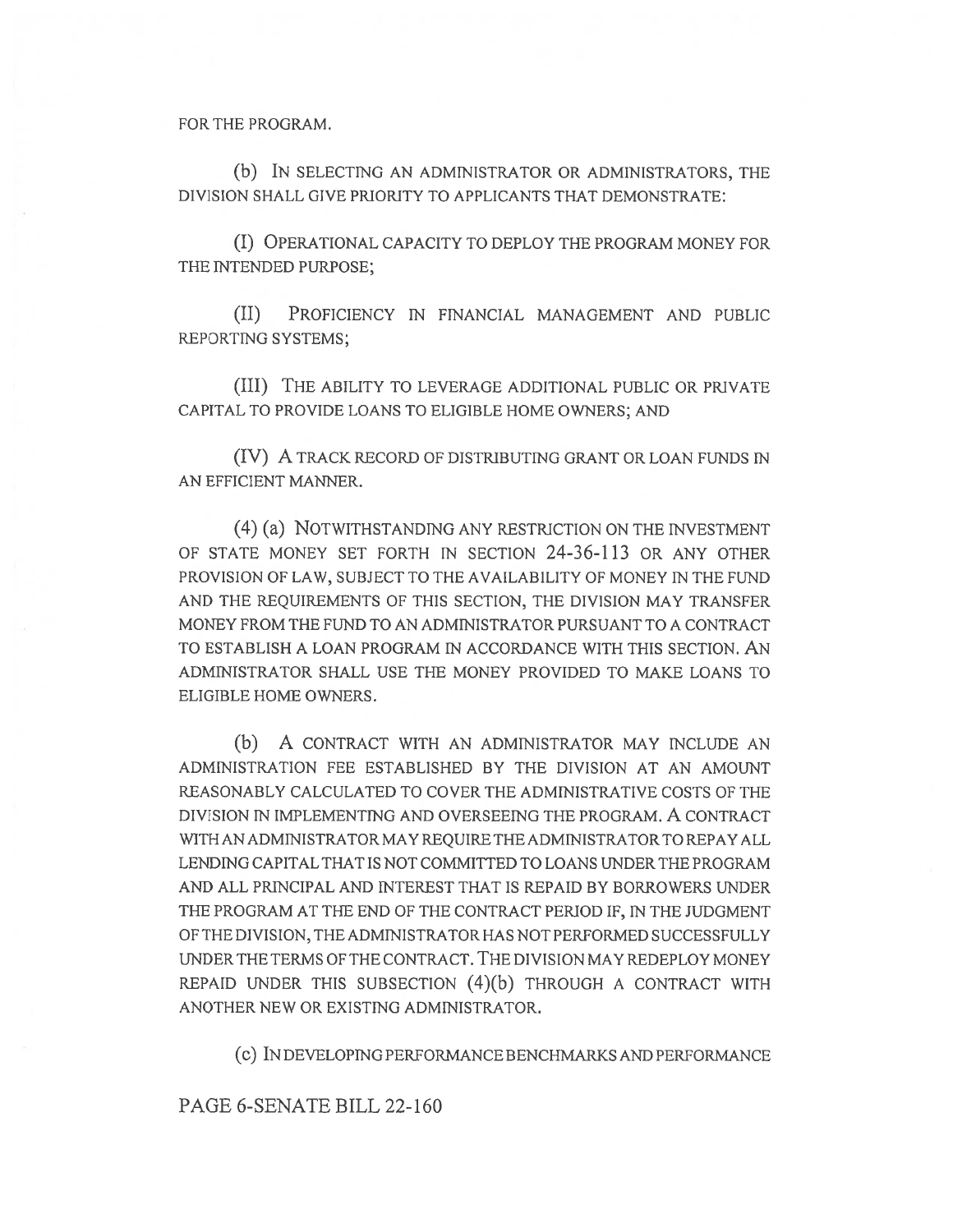FOR THE PROGRAM.

(b) IN SELECTING AN ADMINISTRATOR OR ADMINISTRATORS, THE DIVISION SHALL GIVE PRIORITY TO APPLICANTS THAT DEMONSTRATE:

(I) OPERATIONAL CAPACITY TO DEPLOY THE PROGRAM MONEY FOR THE INTENDED PURPOSE;

(II) PROFICIENCY IN FINANCIAL MANAGEMENT AND PUBLIC REPORTING SYSTEMS;

(III) THE ABILITY TO LEVERAGE ADDITIONAL PUBLIC OR PRIVATE CAPITAL TO PROVIDE LOANS TO ELIGIBLE HOME OWNERS; AND

(IV) A TRACK RECORD OF DISTRIBUTING GRANT OR LOAN FUNDS IN AN EFFICIENT MANNER.

(4) (a) NOTWITHSTANDING ANY RESTRICTION ON THE INVESTMENT OF STATE MONEY SET FORTH IN SECTION 24-36-113 OR ANY OTHER PROVISION OF LAW, SUBJECT TO THE AVAILABILITY OF MONEY IN THE FUND AND THE REQUIREMENTS OF THIS SECTION, THE DIVISION MAY TRANSFER MONEY FROM THE FUND TO AN ADMINISTRATOR PURSUANT TO A CONTRACT TO ESTABLISH A LOAN PROGRAM IN ACCORDANCE WITH THIS SECTION. AN ADMINISTRATOR SHALL USE THE MONEY PROVIDED TO MAKE LOANS TO ELIGIBLE HOME OWNERS.

(b) A CONTRACT WITH AN ADMINISTRATOR MAY INCLUDE AN ADMINISTRATION FEE ESTABLISHED BY THE DIVISION AT AN AMOUNT REASONABLY CALCULATED TO COVER THE ADMINISTRATIVE COSTS OF THE DIVISION IN IMPLEMENTING AND OVERSEEING THE PROGRAM. A CONTRACT WITH AN ADMINISTRATOR MAY REQUIRE THE ADMINISTRATOR TO REPAY ALL LENDING CAPITAL THAT IS NOT COMMITTED TO LOANS UNDER THE PROGRAM AND ALL PRINCIPAL AND INTEREST THAT IS REPAID BY BORROWERS UNDER THE PROGRAM AT THE END OF THE CONTRACT PERIOD IF, IN THE JUDGMENT OF THE DIVISION, THE ADMINISTRATOR HAS NOT PERFORMED SUCCESSFULLY UNDER THE TERMS OF THE CONTRACT. THE DIVISION MAY REDEPLOY MONEY REPAID UNDER THIS SUBSECTION (4)(b) THROUGH A CONTRACT WITH ANOTHER NEW OR EXISTING ADMINISTRATOR.

(c) IN DEVELOPING PERFORMANCE BENCHMARKS AND PERFORMANCE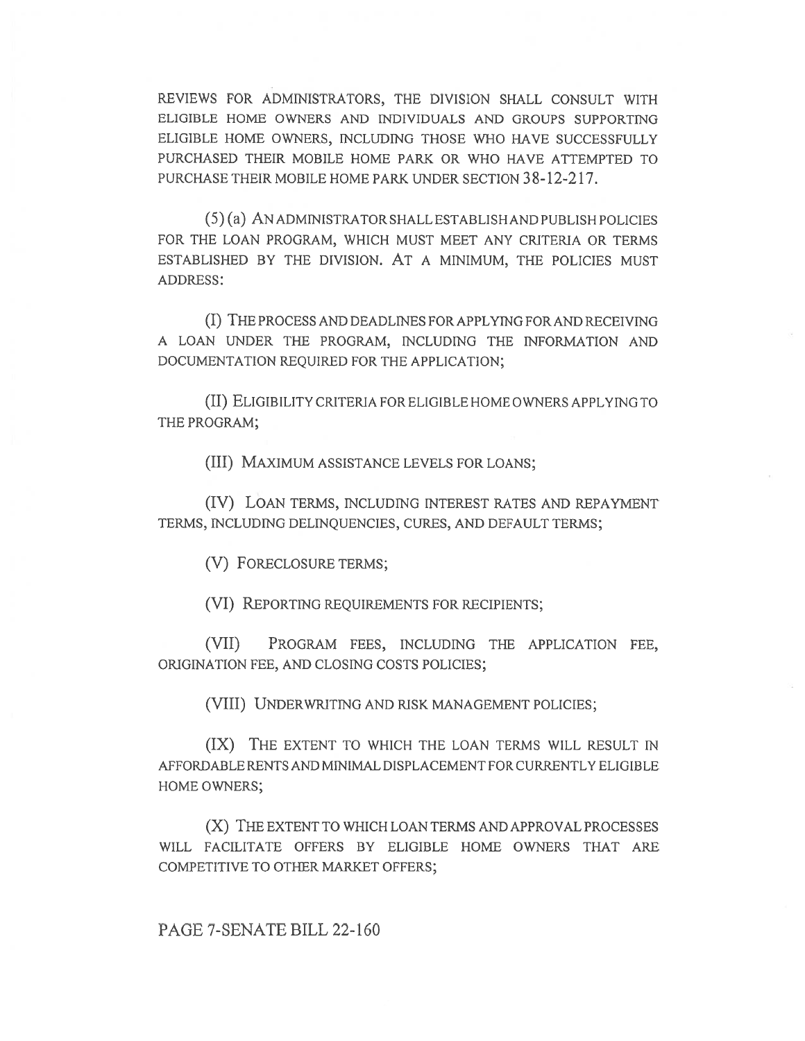REVIEWS FOR ADMINISTRATORS, THE DIVISION SHALL CONSULT WITH ELIGIBLE HOME OWNERS AND INDIVIDUALS AND GROUPS SUPPORTING ELIGIBLE HOME OWNERS, INCLUDING THOSE WHO HAVE SUCCESSFULLY PURCHASED THEIR MOBILE HOME PARK OR WHO HAVE ATTEMPTED TO PURCHASE THEIR MOBILE HOME PARK UNDER SECTION 38-12-217.

(5) (a) AN ADMINISTRATOR SHALL ESTABLISH AND PUBLISH POLICIES FOR THE LOAN PROGRAM, WHICH MUST MEET ANY CRITERIA OR TERMS ESTABLISHED BY THE DIVISION. AT A MINIMUM, THE POLICIES MUST ADDRESS:

(I) THE PROCESS AND DEADLINES FOR APPLYING FOR AND RECEIVING A LOAN UNDER THE PROGRAM, INCLUDING THE INFORMATION AND DOCUMENTATION REQUIRED FOR THE APPLICATION;

(II) ELIGIBILITY CRITERIA FOR ELIGIBLE HOME OWNERS APPLYING TO THE PROGRAM;

(III) MAXIMUM ASSISTANCE LEVELS FOR LOANS;

(IV) LOAN TERMS, INCLUDING INTEREST RATES AND REPAYMENT TERMS, INCLUDING DELINQUENCIES, CURES, AND DEFAULT TERMS;

(V) FORECLOSURE TERMS;

(VI) REPORTING REQUIREMENTS FOR RECIPIENTS;

(VII) PROGRAM FEES, INCLUDING THE APPLICATION FEE, ORIGINATION FEE, AND CLOSING COSTS POLICIES;

(VIII) UNDERWRITING AND RISK MANAGEMENT POLICIES;

(IX) THE EXTENT TO WHICH THE LOAN TERMS WILL RESULT IN AFFORDABLE RENTS AND MINIMAL DISPLACEMENT FOR CURRENTLY ELIGIBLE HOME OWNERS;

(X) THE EXTENT TO WHICH LOAN TERMS AND APPROVAL PROCESSES WILL FACILITATE OFFERS BY ELIGIBLE HOME OWNERS THAT ARE COMPETITIVE TO OTHER MARKET OFFERS;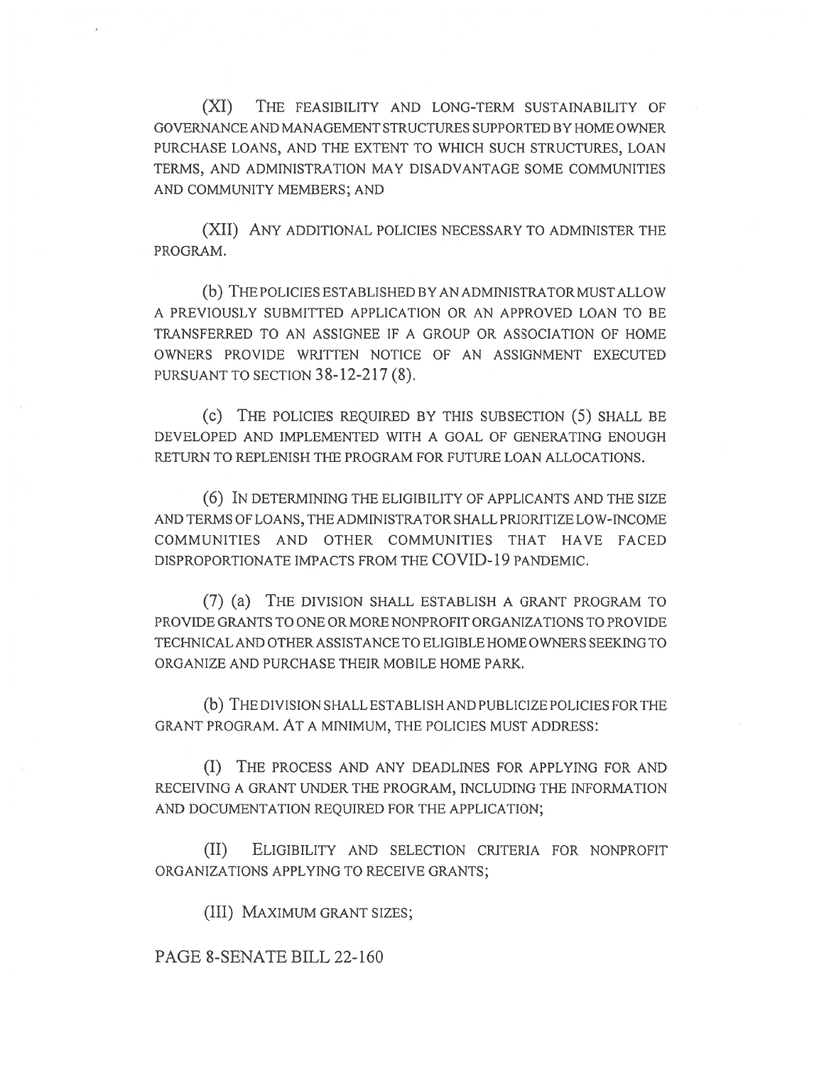(XI) THE FEASIBILITY AND LONG-TERM SUSTAINABILITY OF GOVERNANCE AND MANAGEMENT STRUCTURES SUPPORTED BY HOME OWNER PURCHASE LOANS, AND THE EXTENT TO WHICH SUCH STRUCTURES, LOAN TERMS, AND ADMINISTRATION MAY DISADVANTAGE SOME COMMUNITIES AND COMMUNITY MEMBERS; AND

(XII) ANY ADDITIONAL POLICIES NECESSARY TO ADMINISTER THE PROGRAM.

(b) THE POLICIES ESTABLISHED BY AN ADMINISTRATOR MUST ALLOW A PREVIOUSLY SUBMITTED APPLICATION OR AN APPROVED LOAN TO BE TRANSFERRED TO AN ASSIGNEE IF A GROUP OR ASSOCIATION OF HOME OWNERS PROVIDE WRITTEN NOTICE OF AN ASSIGNMENT EXECUTED PURSUANT TO SECTION 38-12-217 (8).

(c) THE POLICIES REQUIRED BY THIS SUBSECTION (5) SHALL BE DEVELOPED AND IMPLEMENTED WITH A GOAL OF GENERATING ENOUGH RETURN TO REPLENISH THE PROGRAM FOR FUTURE LOAN ALLOCATIONS.

(6) IN DETERMINING THE ELIGIBILITY OF APPLICANTS AND THE SIZE AND TERMS OF LOANS, THE ADMINISTRATOR SHALL PRIORITIZE LOW-INCOME COMMUNITIES AND OTHER COMMUNITIES THAT HAVE FACED DISPROPORTIONATE IMPACTS FROM THE COVID-19 PANDEMIC.

(7) (a) THE DIVISION SHALL ESTABLISH A GRANT PROGRAM TO PROVIDE GRANTS TO ONE OR MORE NONPROFIT ORGANIZATIONS TO PROVIDE TECHNICAL AND OTHER ASSISTANCE TO ELIGIBLE HOME OWNERS SEEKING TO ORGANIZE AND PURCHASE THEIR MOBILE HOME PARK.

(b) THE DIVISION SHALL ESTABLISH AND PUBLICIZE POLICIES FOR THE GRANT PROGRAM. AT A MINIMUM, THE POLICIES MUST ADDRESS:

(I) THE PROCESS AND ANY DEADLINES FOR APPLYING FOR AND RECEIVING A GRANT UNDER THE PROGRAM, INCLUDING THE INFORMATION AND DOCUMENTATION REQUIRED FOR THE APPLICATION;

(II) ELIGIBILITY AND SELECTION CRITERIA FOR NONPROFIT ORGANIZATIONS APPLYING TO RECEIVE GRANTS;

(III) MAXIMUM GRANT SIZES;

PAGE 8-SENATE BILL 22-160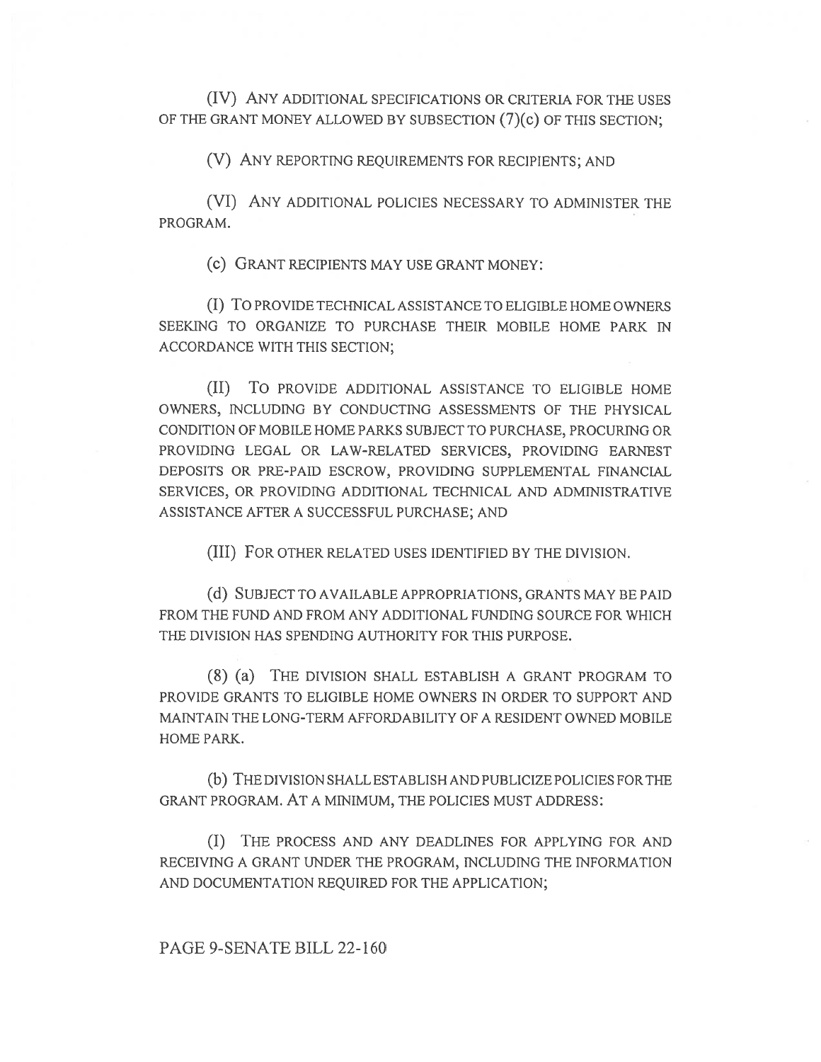(IV) ANY ADDITIONAL SPECIFICATIONS OR CRITERIA FOR THE USES OF THE GRANT MONEY ALLOWED BY SUBSECTION (7)(c) OF THIS SECTION;

(V) ANY REPORTING REQUIREMENTS FOR RECIPIENTS; AND

(VI) ANY ADDITIONAL POLICIES NECESSARY TO ADMINISTER THE PROGRAM.

(c) GRANT RECIPIENTS MAY USE GRANT MONEY:

(I) TO PROVIDE TECHNICAL ASSISTANCE TO ELIGIBLE HOME OWNERS SEEKING TO ORGANIZE TO PURCHASE THEIR MOBILE HOME PARK IN ACCORDANCE WITH THIS SECTION;

(II) TO PROVIDE ADDITIONAL ASSISTANCE TO ELIGIBLE HOME OWNERS, INCLUDING BY CONDUCTING ASSESSMENTS OF THE PHYSICAL CONDITION OF MOBILE HOME PARKS SUBJECT TO PURCHASE, PROCURING OR PROVIDING LEGAL OR LAW-RELATED SERVICES, PROVIDING EARNEST DEPOSITS OR PRE-PAID ESCROW, PROVIDING SUPPLEMENTAL FINANCIAL SERVICES, OR PROVIDING ADDITIONAL TECHNICAL AND ADMINISTRATIVE ASSISTANCE AFTER A SUCCESSFUL PURCHASE; AND

(III) FOR OTHER RELATED USES IDENTIFIED BY THE DIVISION.

(d) SUBJECT TO AVAILABLE APPROPRIATIONS, GRANTS MAY BE PAID FROM THE FUND AND FROM ANY ADDITIONAL FUNDING SOURCE FOR WHICH THE DIVISION HAS SPENDING AUTHORITY FOR THIS PURPOSE.

(8) (a) THE DIVISION SHALL ESTABLISH A GRANT PROGRAM TO PROVIDE GRANTS TO ELIGIBLE HOME OWNERS IN ORDER TO SUPPORT AND MAINTAIN THE LONG-TERM AFFORDABILITY OF A RESIDENT OWNED MOBILE HOME PARK.

(b) THE DIVISION SHALL ESTABLISH AND PUBLICIZE POLICIES FOR THE GRANT PROGRAM. AT A MINIMUM, THE POLICIES MUST ADDRESS:

(I) THE PROCESS AND ANY DEADLINES FOR APPLYING FOR AND RECEIVING A GRANT UNDER THE PROGRAM, INCLUDING THE INFORMATION AND DOCUMENTATION REQUIRED FOR THE APPLICATION;

PAGE 9-SENATE BILL 22-160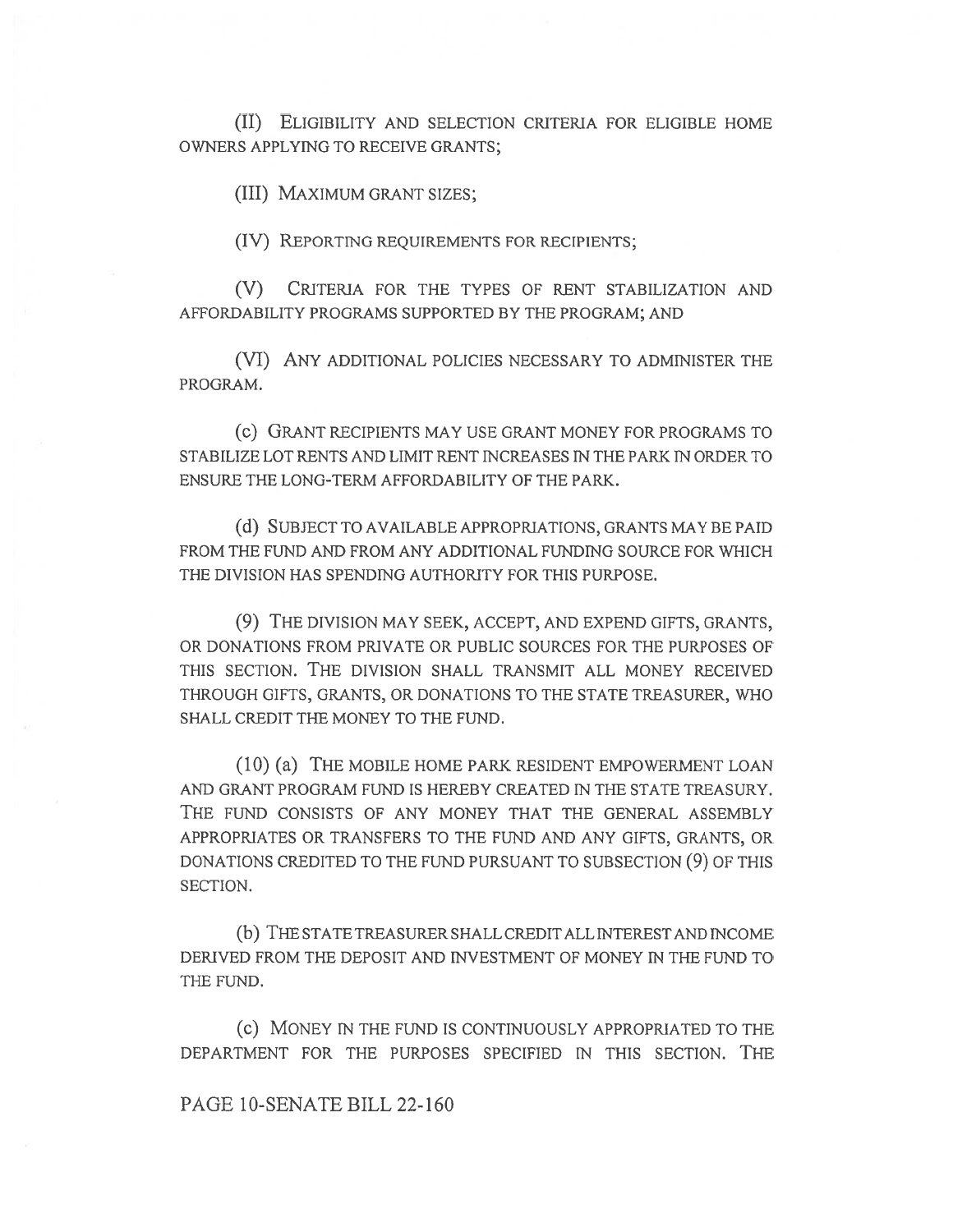(II) ELIGIBILITY AND SELECTION CRITERIA FOR ELIGIBLE HOME OWNERS APPLYING TO RECEIVE GRANTS;

(III) MAXIMUM GRANT SIZES;

(IV) REPORTING REQUIREMENTS FOR RECIPIENTS;

(V) CRITERIA FOR THE TYPES OF RENT STABILIZATION AND AFFORDABILITY PROGRAMS SUPPORTED BY THE PROGRAM; AND

(VI) ANY ADDITIONAL POLICIES NECESSARY TO ADMINISTER THE PROGRAM.

(c) GRANT RECIPIENTS MAY USE GRANT MONEY FOR PROGRAMS TO STABILIZE LOT RENTS AND LIMIT RENT INCREASES IN THE PARK IN ORDER TO ENSURE THE LONG-TERM AFFORDABILITY OF THE PARK.

(d) SUBJECT TO AVAILABLE APPROPRIATIONS, GRANTS MAY BE PAID FROM THE FUND AND FROM ANY ADDITIONAL FUNDING SOURCE FOR WHICH THE DIVISION HAS SPENDING AUTHORITY FOR THIS PURPOSE.

(9) THE DIVISION MAY SEEK, ACCEPT, AND EXPEND GIFTS, GRANTS, OR DONATIONS FROM PRIVATE OR PUBLIC SOURCES FOR THE PURPOSES OF THIS SECTION. THE DIVISION SHALL TRANSMIT ALL MONEY RECEIVED THROUGH GIFTS, GRANTS, OR DONATIONS TO THE STATE TREASURER, WHO SHALL CREDIT THE MONEY TO THE FUND.

(10) (a) THE MOBILE HOME PARK RESIDENT EMPOWERMENT LOAN AND GRANT PROGRAM FUND IS HEREBY CREATED IN THE STATE TREASURY. THE FUND CONSISTS OF ANY MONEY THAT THE GENERAL ASSEMBLY APPROPRIATES OR TRANSFERS TO THE FUND AND ANY GIFTS, GRANTS, OR DONATIONS CREDITED TO THE FUND PURSUANT TO SUBSECTION (9) OF THIS SECTION.

(b) THE STATE TREASURER SHALL CREDIT ALL INTEREST AND INCOME DERIVED FROM THE DEPOSIT AND INVESTMENT OF MONEY IN THE FUND TO THE FUND.

(c) MONEY IN THE FUND IS CONTINUOUSLY APPROPRIATED TO THE DEPARTMENT FOR THE PURPOSES SPECIFIED IN THIS SECTION. THE

PAGE 10-SENATE BILL 22-160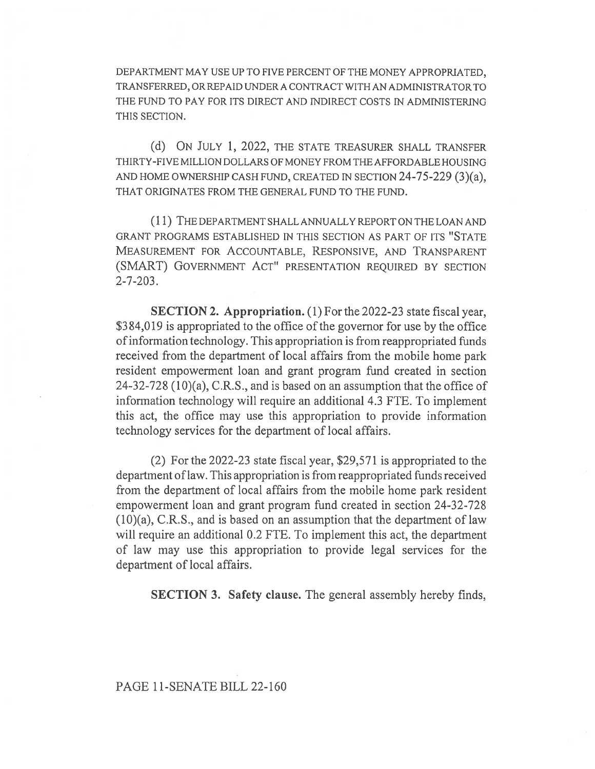DEPARTMENT MAY USE UP TO FIVE PERCENT OF THE MONEY APPROPRIATED, TRANSFERRED, OR REPAID UNDER A CONTRACT WITH AN ADMINISTRATOR TO THE FUND TO PAY FOR ITS DIRECT AND INDIRECT COSTS IN ADMINISTERING THIS SECTION.

(d) ON JULY 1, 2022, THE STATE TREASURER SHALL TRANSFER THIRTY-FIVE MILLION DOLLARS OF MONEY FROM THE AFFORDABLE HOUSING AND HOME OWNERSHIP CASH FUND, CREATED IN SECTION 24-75-229 (3)(a), THAT ORIGINATES FROM THE GENERAL FUND TO THE FUND.

(11) THE DEPARTMENT SHALL ANNUALLY REPORT ON THE LOAN AND GRANT PROGRAMS ESTABLISHED IN THIS SECTION AS PART OF ITS "STATE MEASUREMENT FOR ACCOUNTABLE, RESPONSIVE, AND TRANSPARENT (SMART) GOVERNMENT ACT" PRESENTATION REQUIRED BY SECTION 2-7-203.

**SECTION 2. Appropriation.** (1) For the 2022-23 state fiscal year, $384,019 is appropriated to the office of the governor for use by the office of information technology. This appropriation is from reappropriated funds received from the department of local affairs from the mobile home park resident empowerment loan and grant program fund created in section 24-32-728 (10)(a), C.R.S., and is based on an assumption that the office of information technology will require an additional 4.3 FTE. To implement this act, the office may use this appropriation to provide information technology services for the department of local affairs.

(2) For the 2022-23 state fiscal year, $29,571 is appropriated to the department of law. This appropriation is from reappropriated funds received from the department of local affairs from the mobile home park resident empowerment loan and grant program fund created in section 24-32-728 (10)(a), C.R.S., and is based on an assumption that the department of law will require an additional 0.2 FTE. To implement this act, the department of law may use this appropriation to provide legal services for the department of local affairs.

**SECTION 3. Safety clause.** The general assembly hereby finds,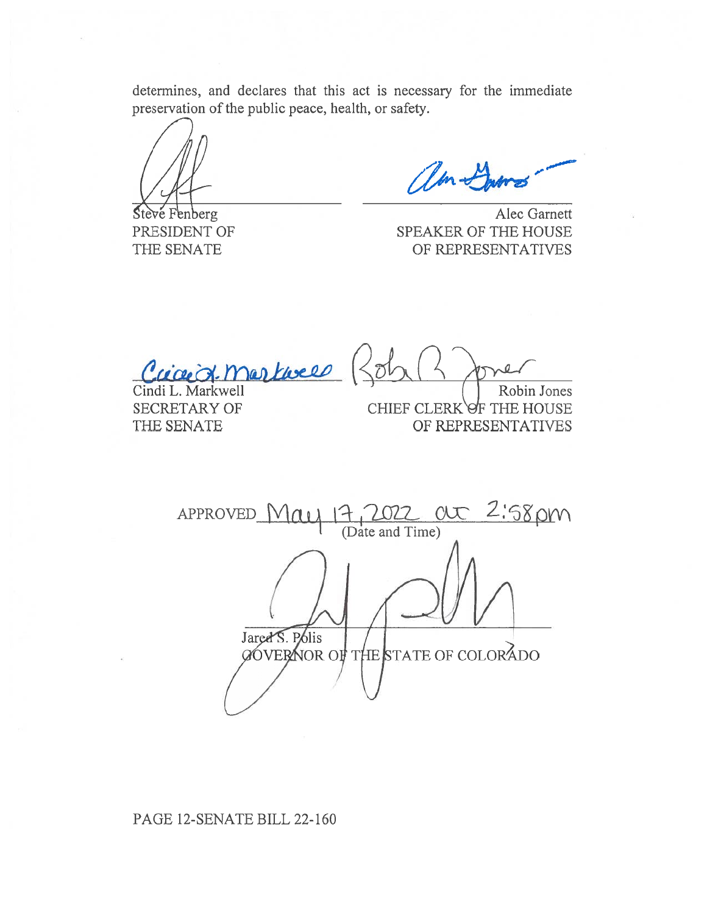determines, and declares that this act is necessary for the immediate preservation of the public peace, health, or safety.

Steve Fenberg
PRESIDENT OF
THE SENATE

Alec Garnett
SPEAKER OF THE HOUSE
OF REPRESENTATIVES

Cindi L. Markwell
SECRETARY OF
THE SENATE

Robin Jones
CHIEF CLERK OF THE HOUSE
OF REPRESENTATIVES

APPROVED May 17, 2022 at 2:58pm
(Date and Time)

Jared S. Polis
GOVERNOR OF THE STATE OF COLORADO

PAGE 12-SENATE BILL 22-160